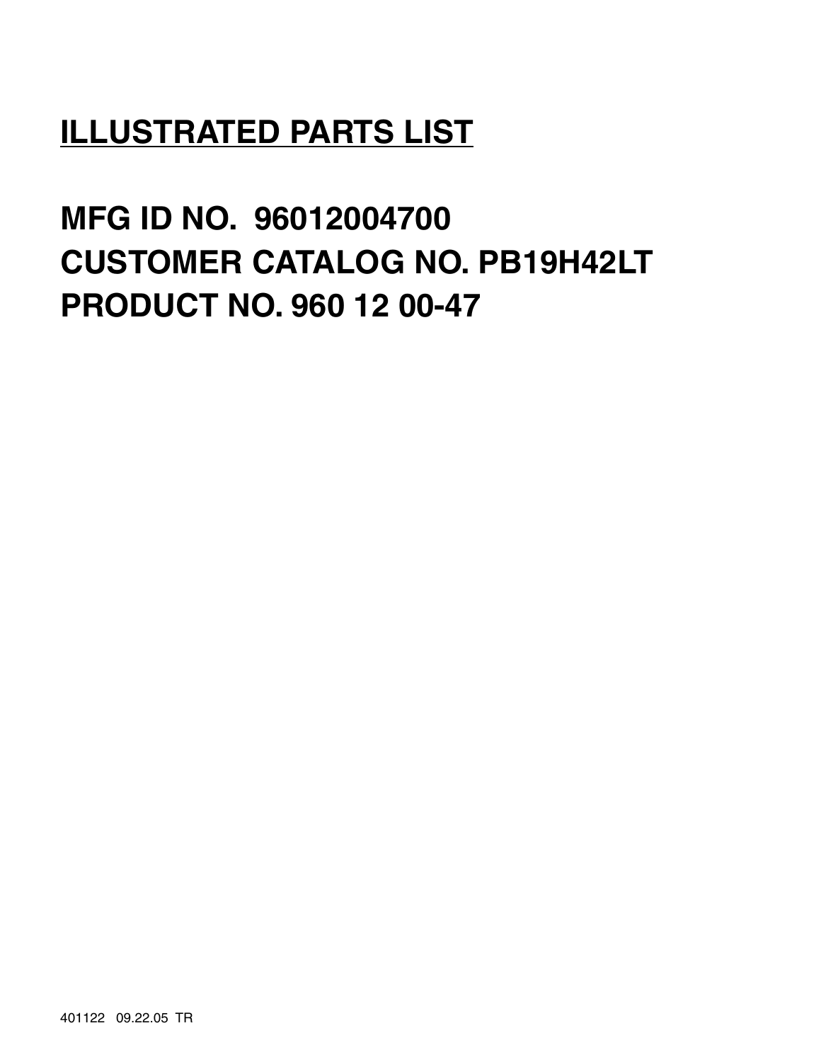# ILLUSTRATED PARTS LIST

## MFG ID NO. 96012004700
## CUSTOMER CATALOG NO. PB19H42LT
## PRODUCT NO. 960 12 00-47

401122 09.22.05 TR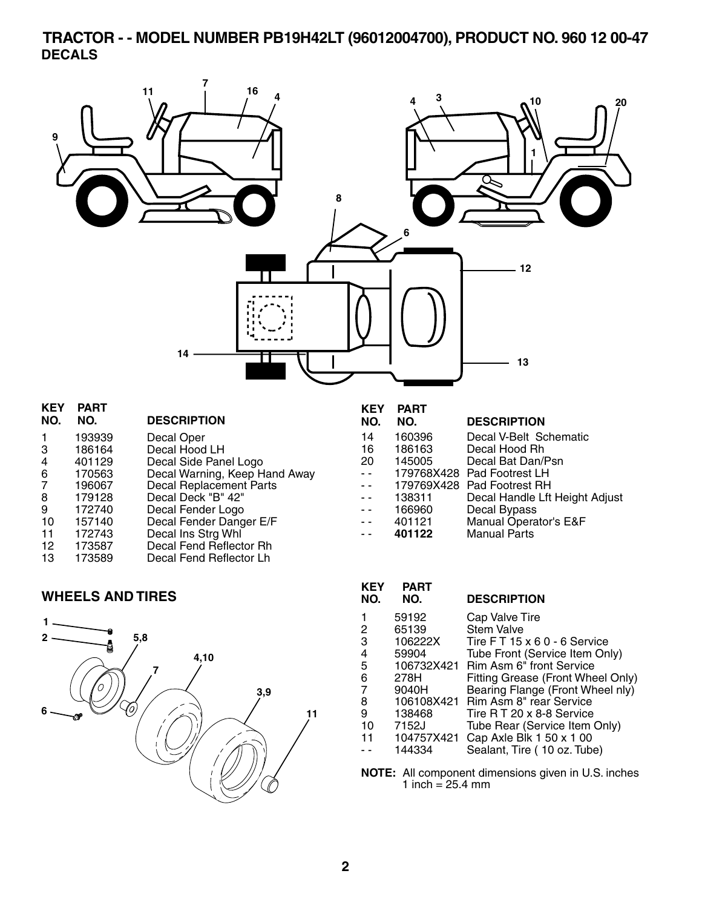# TRACTOR - - MODEL NUMBER PB19H42LT (96012004700), PRODUCT NO. 960 12 00-47

## DECALS

| KEY NO. | PART NO. | DESCRIPTION |
|---|---|---|
| 1 | 193939 | Decal Oper |
| 3 | 186164 | Decal Hood LH |
| 4 | 401129 | Decal Side Panel Logo |
| 6 | 170563 | Decal Warning, Keep Hand Away |
| 7 | 196067 | Decal Replacement Parts |
| 8 | 179128 | Decal Deck "B" 42" |
| 9 | 172740 | Decal Fender Logo |
| 10 | 157140 | Decal Fender Danger E/F |
| 11 | 172743 | Decal Ins Strg Whl |
| 12 | 173587 | Decal Fend Reflector Rh |
| 13 | 173589 | Decal Fend Reflector Lh |
| 14 | 160396 | Decal V-Belt Schematic |
| 16 | 186163 | Decal Hood Rh |
| 20 | 145005 | Decal Bat Dan/Psn |
| - - | 179768X428 | Pad Footrest LH |
| - - | 179769X428 | Pad Footrest RH |
| - - | 138311 | Decal Handle Lft Height Adjust |
| - - | 166960 | Decal Bypass |
| - - | 401121 | Manual Operator's E&F |
| - - | **401122** | Manual Parts |

## WHEELS AND TIRES

| KEY NO. | PART NO. | DESCRIPTION |
|---|---|---|
| 1 | 59192 | Cap Valve Tire |
| 2 | 65139 | Stem Valve |
| 3 | 106222X | Tire F T 15 x 6 0 - 6 Service |
| 4 | 59904 | Tube Front (Service Item Only) |
| 5 | 106732X421 | Rim Asm 6" front Service |
| 6 | 278H | Fitting Grease (Front Wheel Only) |
| 7 | 9040H | Bearing Flange (Front Wheel nly) |
| 8 | 106108X421 | Rim Asm 8" rear Service |
| 9 | 138468 | Tire R T 20 x 8-8 Service |
| 10 | 7152J | Tube Rear (Service Item Only) |
| 11 | 104757X421 | Cap Axle Blk 1 50 x 1 00 |
| - - | 144334 | Sealant, Tire ( 10 oz. Tube) |

**NOTE:** All component dimensions given in U.S. inches
1 inch = 25.4 mm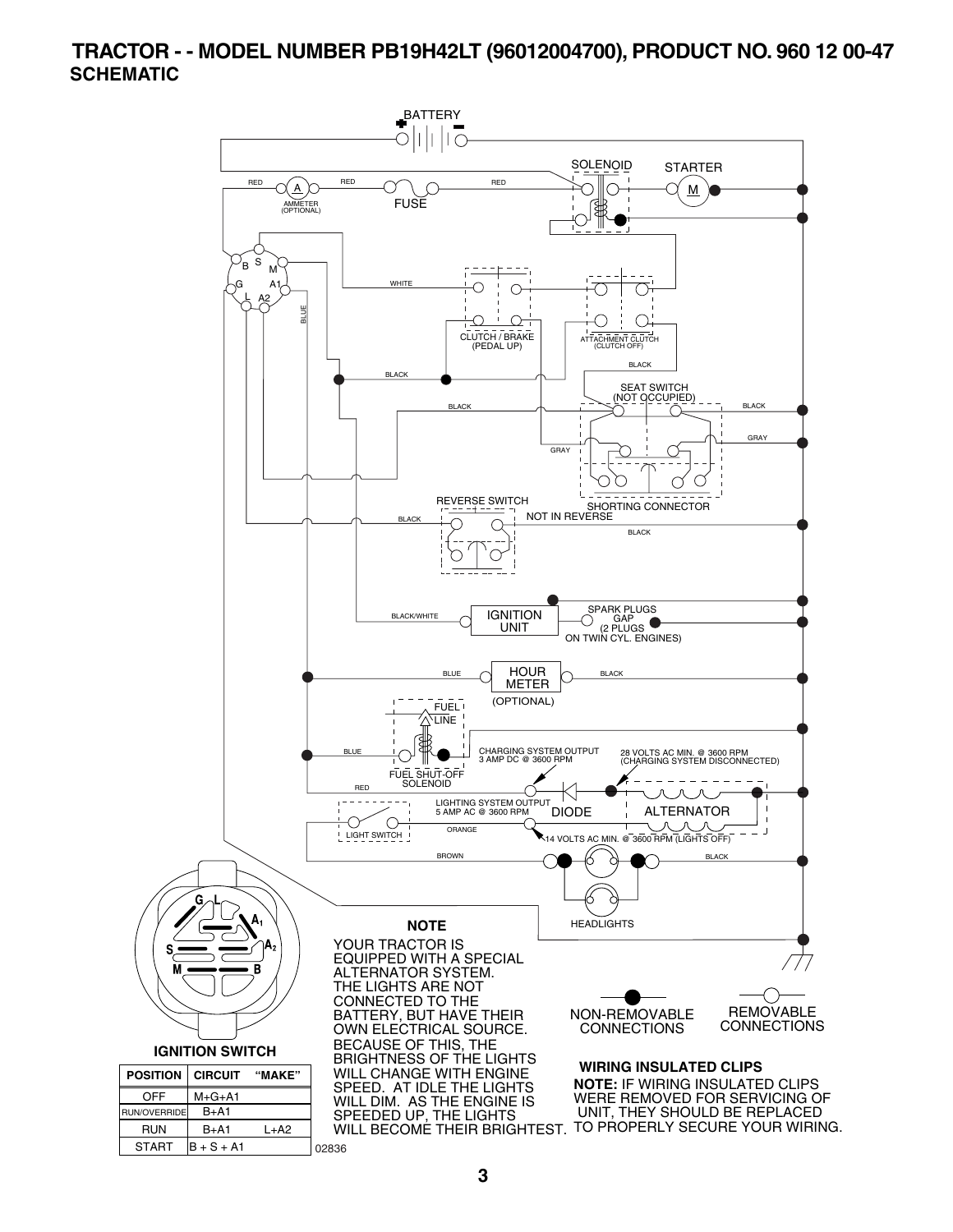# TRACTOR - - MODEL NUMBER PB19H42LT (96012004700), PRODUCT NO. 960 12 00-47

## SCHEMATIC

BATTERY

SOLENOID

STARTER

M

RED

A

RED

RED

AMMETER (OPTIONAL)

FUSE

B S M

G A1

L A2

WHITE

BLUE

CLUTCH / BRAKE (PEDAL UP)

ATTACHMENT CLUTCH (CLUTCH OFF)

BLACK

BLACK

SEAT SWITCH (NOT OCCUPIED)

BLACK

BLACK

GRAY

GRAY

SHORTING CONNECTOR

REVERSE SWITCH

NOT IN REVERSE

BLACK

BLACK

BLACK/WHITE

IGNITION UNIT

SPARK PLUGS GAP (2 PLUGS ON TWIN CYL. ENGINES)

BLUE

HOUR METER

BLACK

(OPTIONAL)

FUEL LINE

BLUE

FUEL SHUT-OFF SOLENOID

CHARGING SYSTEM OUTPUT 3 AMP DC @ 3600 RPM

28 VOLTS AC MIN. @ 3600 RPM (CHARGING SYSTEM DISCONNECTED)

RED

LIGHTING SYSTEM OUTPUT 5 AMP AC @ 3600 RPM

DIODE

ALTERNATOR

LIGHT SWITCH

ORANGE

14 VOLTS AC MIN. @ 3600 RPM (LIGHTS OFF)

BROWN

BLACK

HEADLIGHTS

G L A1 A2 S M B

**IGNITION SWITCH**

| POSITION | CIRCUIT | "MAKE" |
|---|---|---|
| OFF | M+G+A1 | |
| RUN/OVERRIDE | B+A1 | |
| RUN | B+A1 | L+A2 |
| START | B + S + A1 | |

02836

**NOTE**

YOUR TRACTOR IS EQUIPPED WITH A SPECIAL ALTERNATOR SYSTEM. THE LIGHTS ARE NOT CONNECTED TO THE BATTERY, BUT HAVE THEIR OWN ELECTRICAL SOURCE. BECAUSE OF THIS, THE BRIGHTNESS OF THE LIGHTS WILL CHANGE WITH ENGINE SPEED. AT IDLE THE LIGHTS WILL DIM. AS THE ENGINE IS SPEEDED UP, THE LIGHTS WILL BECOME THEIR BRIGHTEST.

NON-REMOVABLE CONNECTIONS

REMOVABLE CONNECTIONS

**WIRING INSULATED CLIPS**

**NOTE:** IF WIRING INSULATED CLIPS WERE REMOVED FOR SERVICING OF UNIT, THEY SHOULD BE REPLACED TO PROPERLY SECURE YOUR WIRING.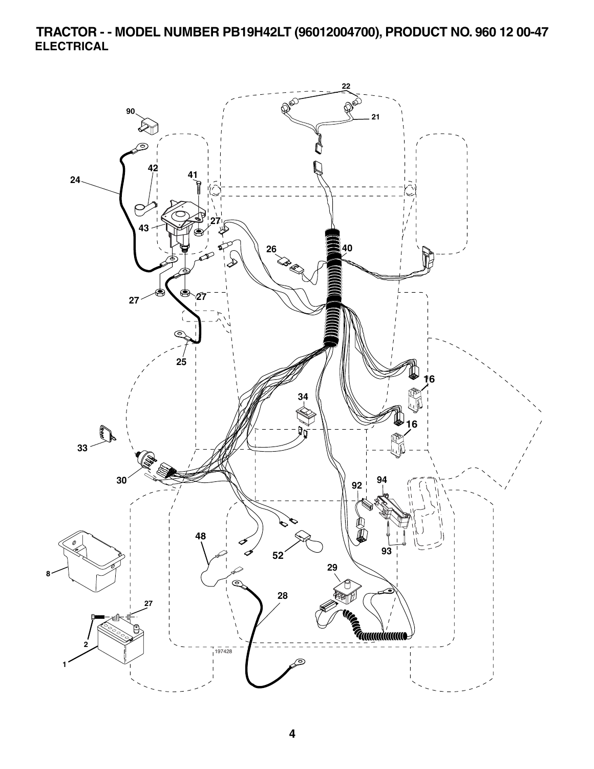# TRACTOR - - MODEL NUMBER PB19H42LT (96012004700), PRODUCT NO. 960 12 00-47

## ELECTRICAL

22

90

21

42

41

24

27

43

26

40

27

27

25

16

34

16

33

30

92

94

48

52

93

29

8

28

27

2

1

197428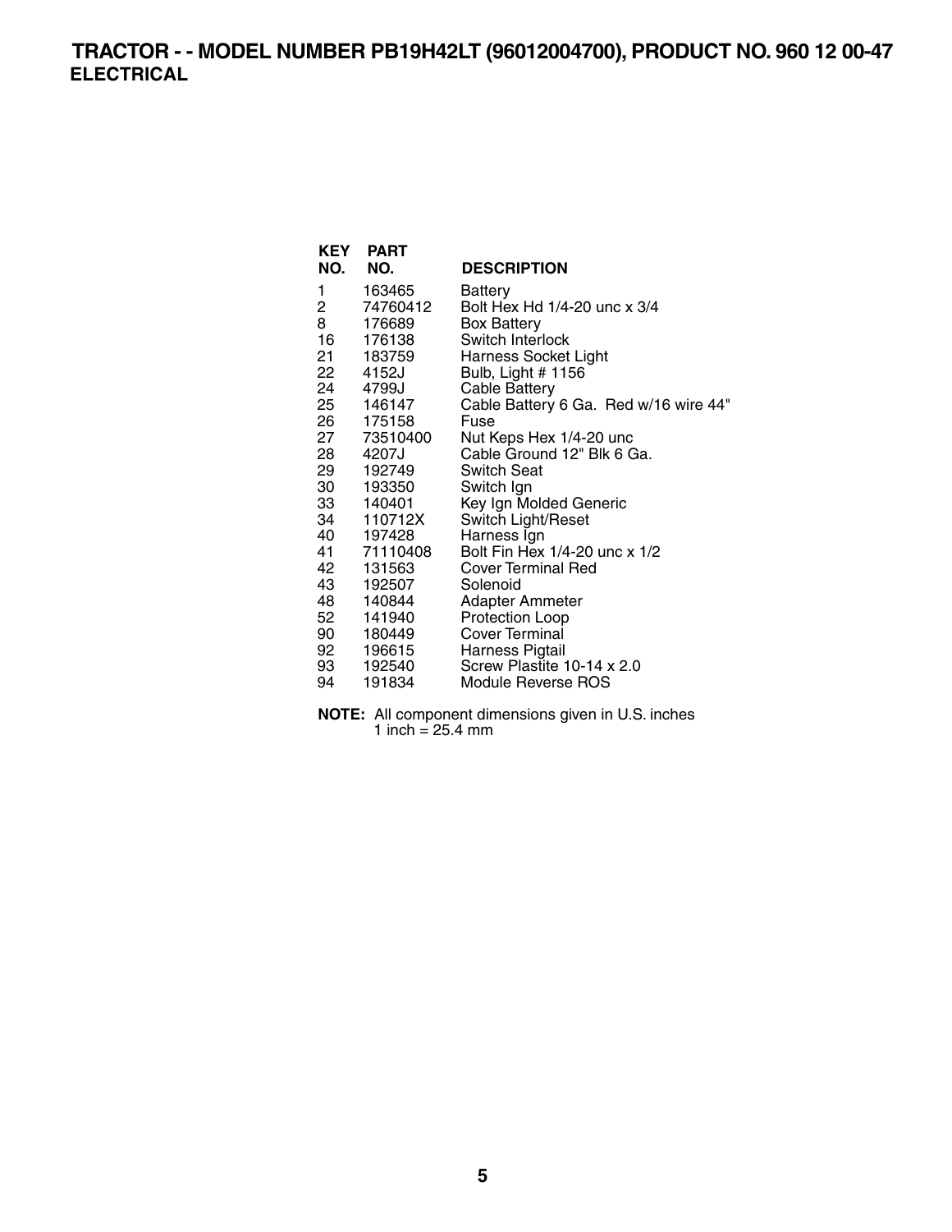# TRACTOR - - MODEL NUMBER PB19H42LT (96012004700), PRODUCT NO. 960 12 00-47

## ELECTRICAL

| KEY NO. | PART NO. | DESCRIPTION |
|---|---|---|
| 1 | 163465 | Battery |
| 2 | 74760412 | Bolt Hex Hd 1/4-20 unc x 3/4 |
| 8 | 176689 | Box Battery |
| 16 | 176138 | Switch Interlock |
| 21 | 183759 | Harness Socket Light |
| 22 | 4152J | Bulb, Light # 1156 |
| 24 | 4799J | Cable Battery |
| 25 | 146147 | Cable Battery 6 Ga. Red w/16 wire 44" |
| 26 | 175158 | Fuse |
| 27 | 73510400 | Nut Keps Hex 1/4-20 unc |
| 28 | 4207J | Cable Ground 12" Blk 6 Ga. |
| 29 | 192749 | Switch Seat |
| 30 | 193350 | Switch Ign |
| 33 | 140401 | Key Ign Molded Generic |
| 34 | 110712X | Switch Light/Reset |
| 40 | 197428 | Harness Ign |
| 41 | 71110408 | Bolt Fin Hex 1/4-20 unc x 1/2 |
| 42 | 131563 | Cover Terminal Red |
| 43 | 192507 | Solenoid |
| 48 | 140844 | Adapter Ammeter |
| 52 | 141940 | Protection Loop |
| 90 | 180449 | Cover Terminal |
| 92 | 196615 | Harness Pigtail |
| 93 | 192540 | Screw Plastite 10-14 x 2.0 |
| 94 | 191834 | Module Reverse ROS |

**NOTE:** All component dimensions given in U.S. inches
1 inch = 25.4 mm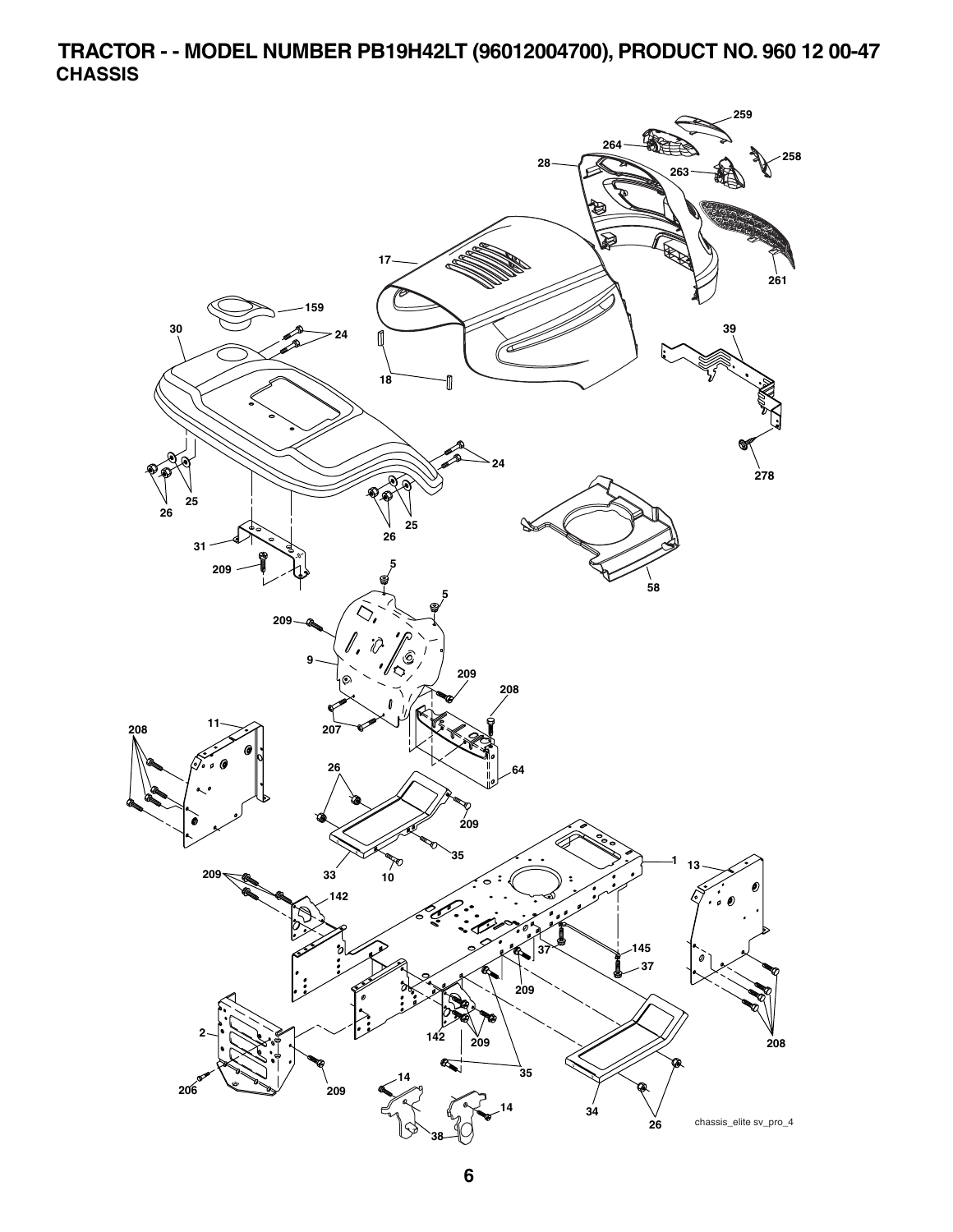# TRACTOR - - MODEL NUMBER PB19H42LT (96012004700), PRODUCT NO. 960 12 00-47

## CHASSIS

259
264
258
28
263
17
261
159
30
24
39
18
24
278
25
26
25
26
58
31
209
5
5
209
9
209
208
11
208
207
64
26
209
35
1
33
10
13
209
142
37
145
37
209
208
2
142
209
35
14
206
209
14
34
38
26
chassis_elite sv_pro_4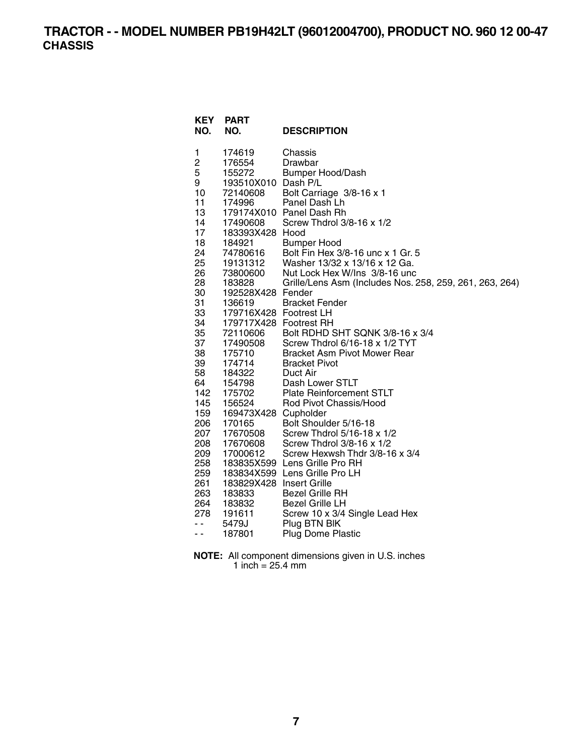# TRACTOR - - MODEL NUMBER PB19H42LT (96012004700), PRODUCT NO. 960 12 00-47

## CHASSIS

| KEY NO. | PART NO. | DESCRIPTION |
|---|---|---|
| 1 | 174619 | Chassis |
| 2 | 176554 | Drawbar |
| 5 | 155272 | Bumper Hood/Dash |
| 9 | 193510X010 | Dash P/L |
| 10 | 72140608 | Bolt Carriage 3/8-16 x 1 |
| 11 | 174996 | Panel Dash Lh |
| 13 | 179174X010 | Panel Dash Rh |
| 14 | 17490608 | Screw Thdrol 3/8-16 x 1/2 |
| 17 | 183393X428 | Hood |
| 18 | 184921 | Bumper Hood |
| 24 | 74780616 | Bolt Fin Hex 3/8-16 unc x 1 Gr. 5 |
| 25 | 19131312 | Washer 13/32 x 13/16 x 12 Ga. |
| 26 | 73800600 | Nut Lock Hex W/Ins 3/8-16 unc |
| 28 | 183828 | Grille/Lens Asm (Includes Nos. 258, 259, 261, 263, 264) |
| 30 | 192528X428 | Fender |
| 31 | 136619 | Bracket Fender |
| 33 | 179716X428 | Footrest LH |
| 34 | 179717X428 | Footrest RH |
| 35 | 72110606 | Bolt RDHD SHT SQNK 3/8-16 x 3/4 |
| 37 | 17490508 | Screw Thdrol 6/16-18 x 1/2 TYT |
| 38 | 175710 | Bracket Asm Pivot Mower Rear |
| 39 | 174714 | Bracket Pivot |
| 58 | 184322 | Duct Air |
| 64 | 154798 | Dash Lower STLT |
| 142 | 175702 | Plate Reinforcement STLT |
| 145 | 156524 | Rod Pivot Chassis/Hood |
| 159 | 169473X428 | Cupholder |
| 206 | 170165 | Bolt Shoulder 5/16-18 |
| 207 | 17670508 | Screw Thdrol 5/16-18 x 1/2 |
| 208 | 17670608 | Screw Thdrol 3/8-16 x 1/2 |
| 209 | 17000612 | Screw Hexwsh Thdr 3/8-16 x 3/4 |
| 258 | 183835X599 | Lens Grille Pro RH |
| 259 | 183834X599 | Lens Grille Pro LH |
| 261 | 183829X428 | Insert Grille |
| 263 | 183833 | Bezel Grille RH |
| 264 | 183832 | Bezel Grille LH |
| 278 | 191611 | Screw 10 x 3/4 Single Lead Hex |
| - - | 5479J | Plug BTN BIK |
| - - | 187801 | Plug Dome Plastic |

**NOTE:** All component dimensions given in U.S. inches
1 inch = 25.4 mm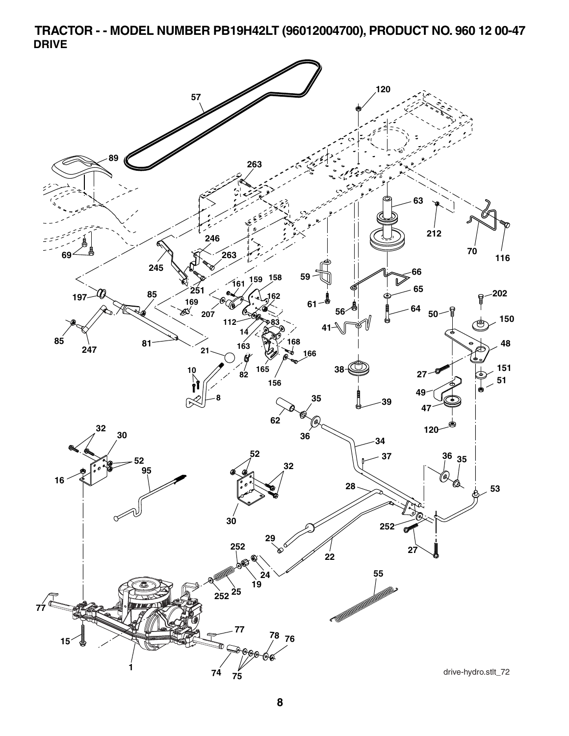**TRACTOR - - MODEL NUMBER PB19H42LT (96012004700), PRODUCT NO. 960 12 00-47**

**DRIVE**

57
120
89
263
63
212
70
116
246
69
263
245
66
59
159
158
161
197
85
251
65
202
162
169
61
56
64
50
150
207
112
83
41
14
48
85
247
81
163
168
21
166
27
151
10
82
165
38
51
156
49
8
35
39
47
62
120
36
32
30
34
52
37
36
35
16
52
95
32
28
53
30
252
27
29
252
22
24
19
55
252
25
77
77
78
76
15
1
74
75

drive-hydro.stlt_72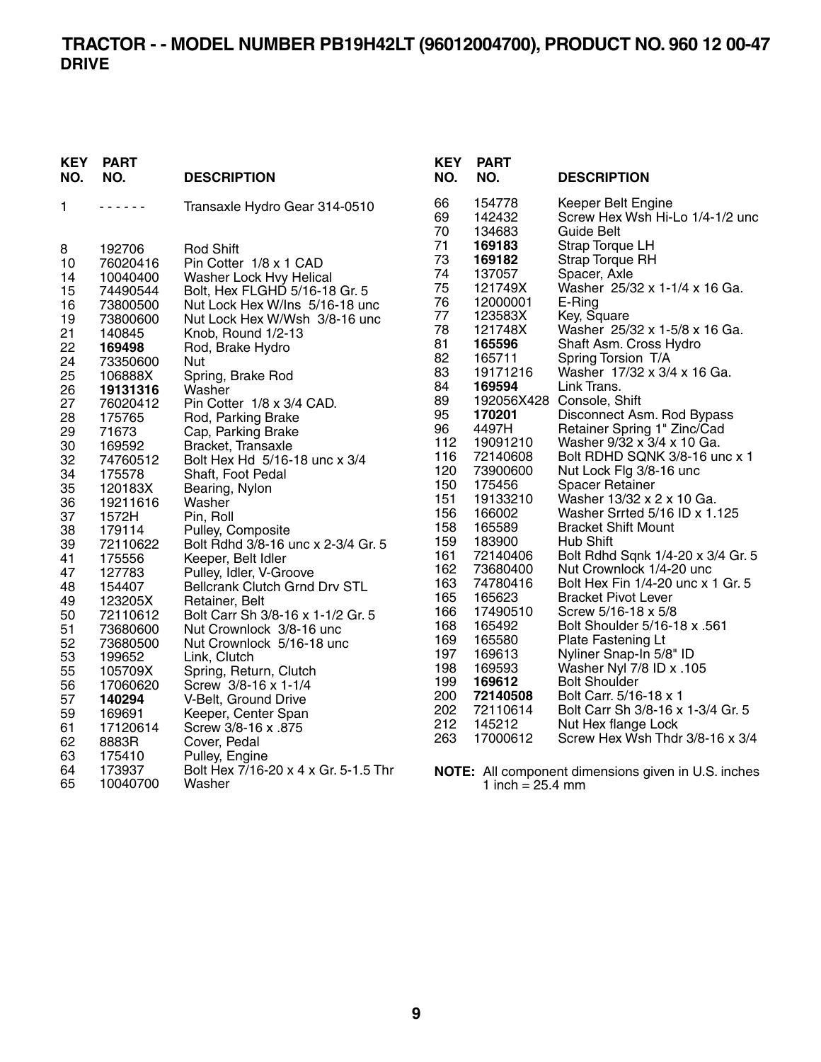# TRACTOR - - MODEL NUMBER PB19H42LT (96012004700), PRODUCT NO. 960 12 00-47

## DRIVE

| KEY NO. | PART NO. | DESCRIPTION |
|---|---|---|
| 1 | - - - - - - | Transaxle Hydro Gear 314-0510 |
| 8 | 192706 | Rod Shift |
| 10 | 76020416 | Pin Cotter 1/8 x 1 CAD |
| 14 | 10040400 | Washer Lock Hvy Helical |
| 15 | 74490544 | Bolt, Hex FLGHD 5/16-18 Gr. 5 |
| 16 | 73800500 | Nut Lock Hex W/Ins 5/16-18 unc |
| 19 | 73800600 | Nut Lock Hex W/Wsh 3/8-16 unc |
| 21 | 140845 | Knob, Round 1/2-13 |
| 22 | **169498** | Rod, Brake Hydro |
| 24 | 73350600 | Nut |
| 25 | 106888X | Spring, Brake Rod |
| 26 | **19131316** | Washer |
| 27 | 76020412 | Pin Cotter 1/8 x 3/4 CAD. |
| 28 | 175765 | Rod, Parking Brake |
| 29 | 71673 | Cap, Parking Brake |
| 30 | 169592 | Bracket, Transaxle |
| 32 | 74760512 | Bolt Hex Hd 5/16-18 unc x 3/4 |
| 34 | 175578 | Shaft, Foot Pedal |
| 35 | 120183X | Bearing, Nylon |
| 36 | 19211616 | Washer |
| 37 | 1572H | Pin, Roll |
| 38 | 179114 | Pulley, Composite |
| 39 | 72110622 | Bolt Rdhd 3/8-16 unc x 2-3/4 Gr. 5 |
| 41 | 175556 | Keeper, Belt Idler |
| 47 | 127783 | Pulley, Idler, V-Groove |
| 48 | 154407 | Bellcrank Clutch Grnd Drv STL |
| 49 | 123205X | Retainer, Belt |
| 50 | 72110612 | Bolt Carr Sh 3/8-16 x 1-1/2 Gr. 5 |
| 51 | 73680600 | Nut Crownlock 3/8-16 unc |
| 52 | 73680500 | Nut Crownlock 5/16-18 unc |
| 53 | 199652 | Link, Clutch |
| 55 | 105709X | Spring, Return, Clutch |
| 56 | 17060620 | Screw 3/8-16 x 1-1/4 |
| 57 | **140294** | V-Belt, Ground Drive |
| 59 | 169691 | Keeper, Center Span |
| 61 | 17120614 | Screw 3/8-16 x .875 |
| 62 | 8883R | Cover, Pedal |
| 63 | 175410 | Pulley, Engine |
| 64 | 173937 | Bolt Hex 7/16-20 x 4 x Gr. 5-1.5 Thr |
| 65 | 10040700 | Washer |
| 66 | 154778 | Keeper Belt Engine |
| 69 | 142432 | Screw Hex Wsh Hi-Lo 1/4-1/2 unc |
| 70 | 134683 | Guide Belt |
| 71 | **169183** | Strap Torque LH |
| 73 | **169182** | Strap Torque RH |
| 74 | 137057 | Spacer, Axle |
| 75 | 121749X | Washer 25/32 x 1-1/4 x 16 Ga. |
| 76 | 12000001 | E-Ring |
| 77 | 123583X | Key, Square |
| 78 | 121748X | Washer 25/32 x 1-5/8 x 16 Ga. |
| 81 | **165596** | Shaft Asm. Cross Hydro |
| 82 | 165711 | Spring Torsion T/A |
| 83 | 19171216 | Washer 17/32 x 3/4 x 16 Ga. |
| 84 | **169594** | Link Trans. |
| 89 | 192056X428 | Console, Shift |
| 95 | **170201** | Disconnect Asm. Rod Bypass |
| 96 | 4497H | Retainer Spring 1" Zinc/Cad |
| 112 | 19091210 | Washer 9/32 x 3/4 x 10 Ga. |
| 116 | 72140608 | Bolt RDHD SQNK 3/8-16 unc x 1 |
| 120 | 73900600 | Nut Lock Flg 3/8-16 unc |
| 150 | 175456 | Spacer Retainer |
| 151 | 19133210 | Washer 13/32 x 2 x 10 Ga. |
| 156 | 166002 | Washer Srrted 5/16 ID x 1.125 |
| 158 | 165589 | Bracket Shift Mount |
| 159 | 183900 | Hub Shift |
| 161 | 72140406 | Bolt Rdhd Sqnk 1/4-20 x 3/4 Gr. 5 |
| 162 | 73680400 | Nut Crownlock 1/4-20 unc |
| 163 | 74780416 | Bolt Hex Fin 1/4-20 unc x 1 Gr. 5 |
| 165 | 165623 | Bracket Pivot Lever |
| 166 | 17490510 | Screw 5/16-18 x 5/8 |
| 168 | 165492 | Bolt Shoulder 5/16-18 x .561 |
| 169 | 165580 | Plate Fastening Lt |
| 197 | 169613 | Nyliner Snap-In 5/8" ID |
| 198 | 169593 | Washer Nyl 7/8 ID x .105 |
| 199 | **169612** | Bolt Shoulder |
| 200 | **72140508** | Bolt Carr. 5/16-18 x 1 |
| 202 | 72110614 | Bolt Carr Sh 3/8-16 x 1-3/4 Gr. 5 |
| 212 | 145212 | Nut Hex flange Lock |
| 263 | 17000612 | Screw Hex Wsh Thdr 3/8-16 x 3/4 |

**NOTE:** All component dimensions given in U.S. inches
1 inch = 25.4 mm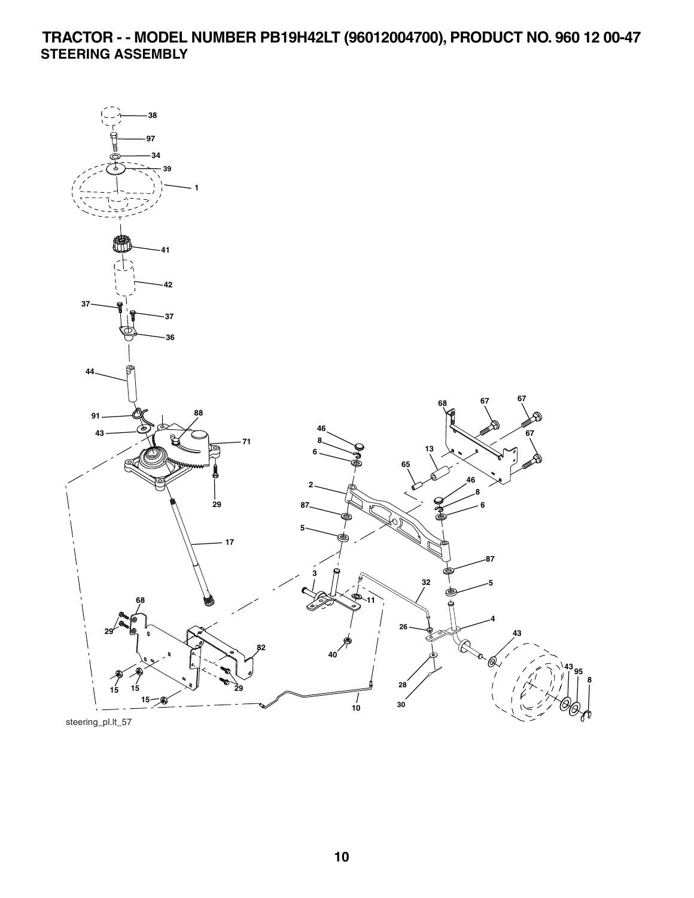# TRACTOR - - MODEL NUMBER PB19H42LT (96012004700), PRODUCT NO. 960 12 00-47

## STEERING ASSEMBLY

38
97
34
39
1
41
42
37
37
36
44
91
88
43
71
29
17
68
29
82
15
15
15
29
10
46
8
6
2
87
5
3
11
40
32
26
28
30
4
87
5
68
67
67
67
13
65
46
8
6
43
43
95
8

steering_pl.lt_57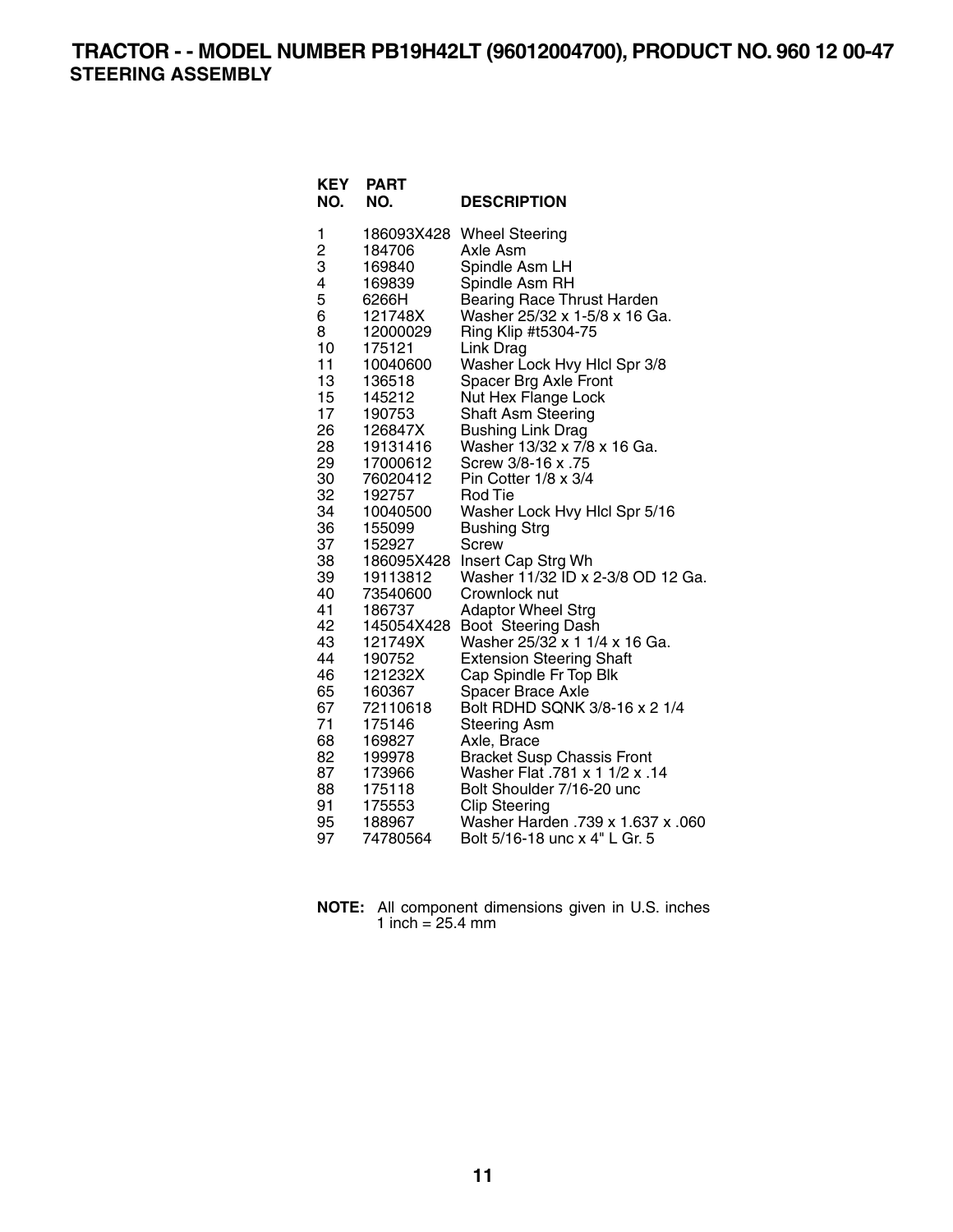# TRACTOR - - MODEL NUMBER PB19H42LT (96012004700), PRODUCT NO. 960 12 00-47

## STEERING ASSEMBLY

| KEY NO. | PART NO. | DESCRIPTION |
|---|---|---|
| 1 | 186093X428 | Wheel Steering |
| 2 | 184706 | Axle Asm |
| 3 | 169840 | Spindle Asm LH |
| 4 | 169839 | Spindle Asm RH |
| 5 | 6266H | Bearing Race Thrust Harden |
| 6 | 121748X | Washer 25/32 x 1-5/8 x 16 Ga. |
| 8 | 12000029 | Ring Klip #t5304-75 |
| 10 | 175121 | Link Drag |
| 11 | 10040600 | Washer Lock Hvy Hlcl Spr 3/8 |
| 13 | 136518 | Spacer Brg Axle Front |
| 15 | 145212 | Nut Hex Flange Lock |
| 17 | 190753 | Shaft Asm Steering |
| 26 | 126847X | Bushing Link Drag |
| 28 | 19131416 | Washer 13/32 x 7/8 x 16 Ga. |
| 29 | 17000612 | Screw 3/8-16 x .75 |
| 30 | 76020412 | Pin Cotter 1/8 x 3/4 |
| 32 | 192757 | Rod Tie |
| 34 | 10040500 | Washer Lock Hvy Hlcl Spr 5/16 |
| 36 | 155099 | Bushing Strg |
| 37 | 152927 | Screw |
| 38 | 186095X428 | Insert Cap Strg Wh |
| 39 | 19113812 | Washer 11/32 ID x 2-3/8 OD 12 Ga. |
| 40 | 73540600 | Crownlock nut |
| 41 | 186737 | Adaptor Wheel Strg |
| 42 | 145054X428 | Boot Steering Dash |
| 43 | 121749X | Washer 25/32 x 1 1/4 x 16 Ga. |
| 44 | 190752 | Extension Steering Shaft |
| 46 | 121232X | Cap Spindle Fr Top Blk |
| 65 | 160367 | Spacer Brace Axle |
| 67 | 72110618 | Bolt RDHD SQNK 3/8-16 x 2 1/4 |
| 71 | 175146 | Steering Asm |
| 68 | 169827 | Axle, Brace |
| 82 | 199978 | Bracket Susp Chassis Front |
| 87 | 173966 | Washer Flat .781 x 1 1/2 x .14 |
| 88 | 175118 | Bolt Shoulder 7/16-20 unc |
| 91 | 175553 | Clip Steering |
| 95 | 188967 | Washer Harden .739 x 1.637 x .060 |
| 97 | 74780564 | Bolt 5/16-18 unc x 4" L Gr. 5 |

**NOTE:** All component dimensions given in U.S. inches
1 inch = 25.4 mm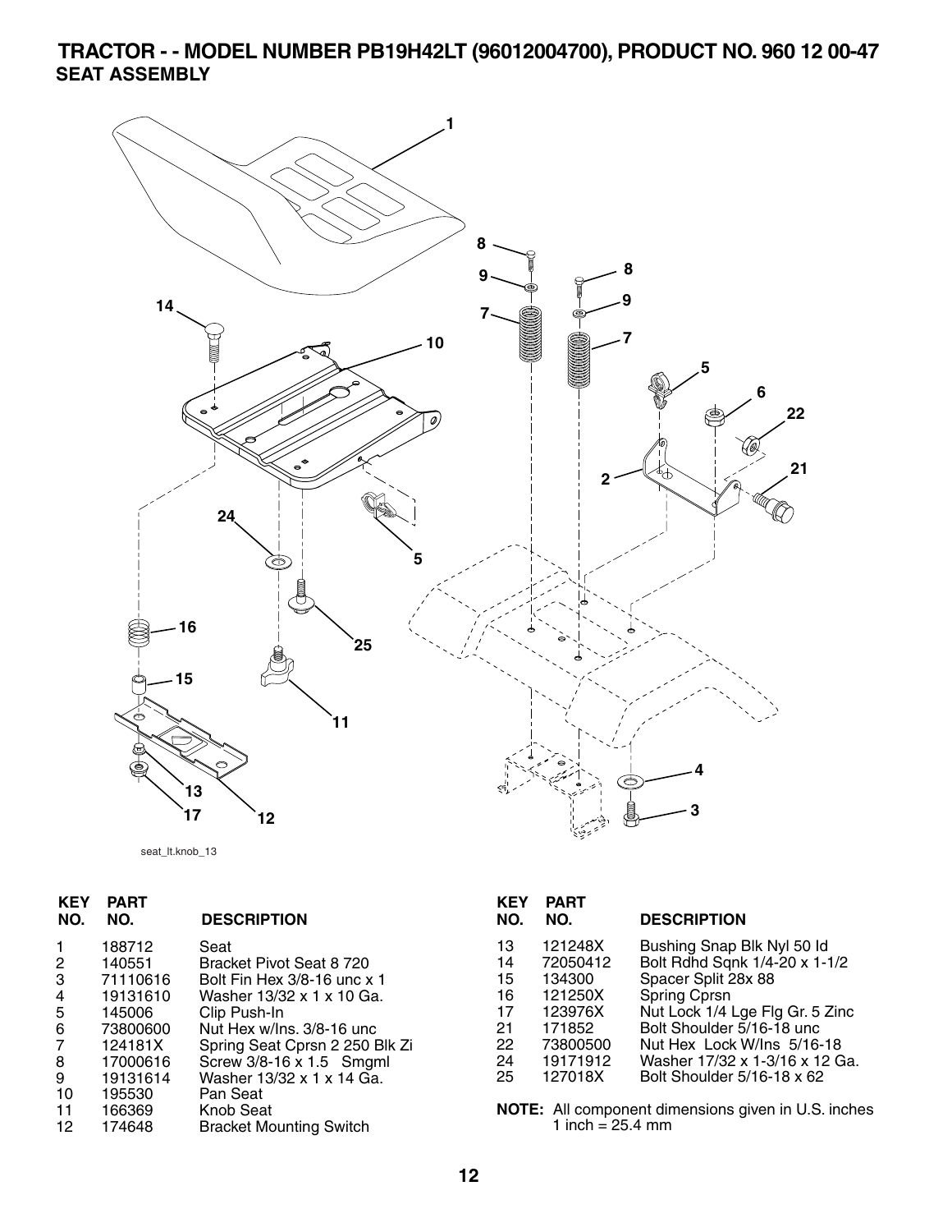# TRACTOR - - MODEL NUMBER PB19H42LT (96012004700), PRODUCT NO. 960 12 00-47

## SEAT ASSEMBLY

1
8
9
8
9
14
7
7
10
5
6
22
21
2
24
5
16
25
15
11
4
13
3
17
12

seat_lt.knob_13

| KEY NO. | PART NO. | DESCRIPTION |
|---|---|---|
| 1 | 188712 | Seat |
| 2 | 140551 | Bracket Pivot Seat 8 720 |
| 3 | 71110616 | Bolt Fin Hex 3/8-16 unc x 1 |
| 4 | 19131610 | Washer 13/32 x 1 x 10 Ga. |
| 5 | 145006 | Clip Push-In |
| 6 | 73800600 | Nut Hex w/Ins. 3/8-16 unc |
| 7 | 124181X | Spring Seat Cprsn 2 250 Blk Zi |
| 8 | 17000616 | Screw 3/8-16 x 1.5 Smgml |
| 9 | 19131614 | Washer 13/32 x 1 x 14 Ga. |
| 10 | 195530 | Pan Seat |
| 11 | 166369 | Knob Seat |
| 12 | 174648 | Bracket Mounting Switch |
| 13 | 121248X | Bushing Snap Blk Nyl 50 Id |
| 14 | 72050412 | Bolt Rdhd Sqnk 1/4-20 x 1-1/2 |
| 15 | 134300 | Spacer Split 28x 88 |
| 16 | 121250X | Spring Cprsn |
| 17 | 123976X | Nut Lock 1/4 Lge Flg Gr. 5 Zinc |
| 21 | 171852 | Bolt Shoulder 5/16-18 unc |
| 22 | 73800500 | Nut Hex Lock W/Ins 5/16-18 |
| 24 | 19171912 | Washer 17/32 x 1-3/16 x 12 Ga. |
| 25 | 127018X | Bolt Shoulder 5/16-18 x 62 |

**NOTE:** All component dimensions given in U.S. inches
1 inch = 25.4 mm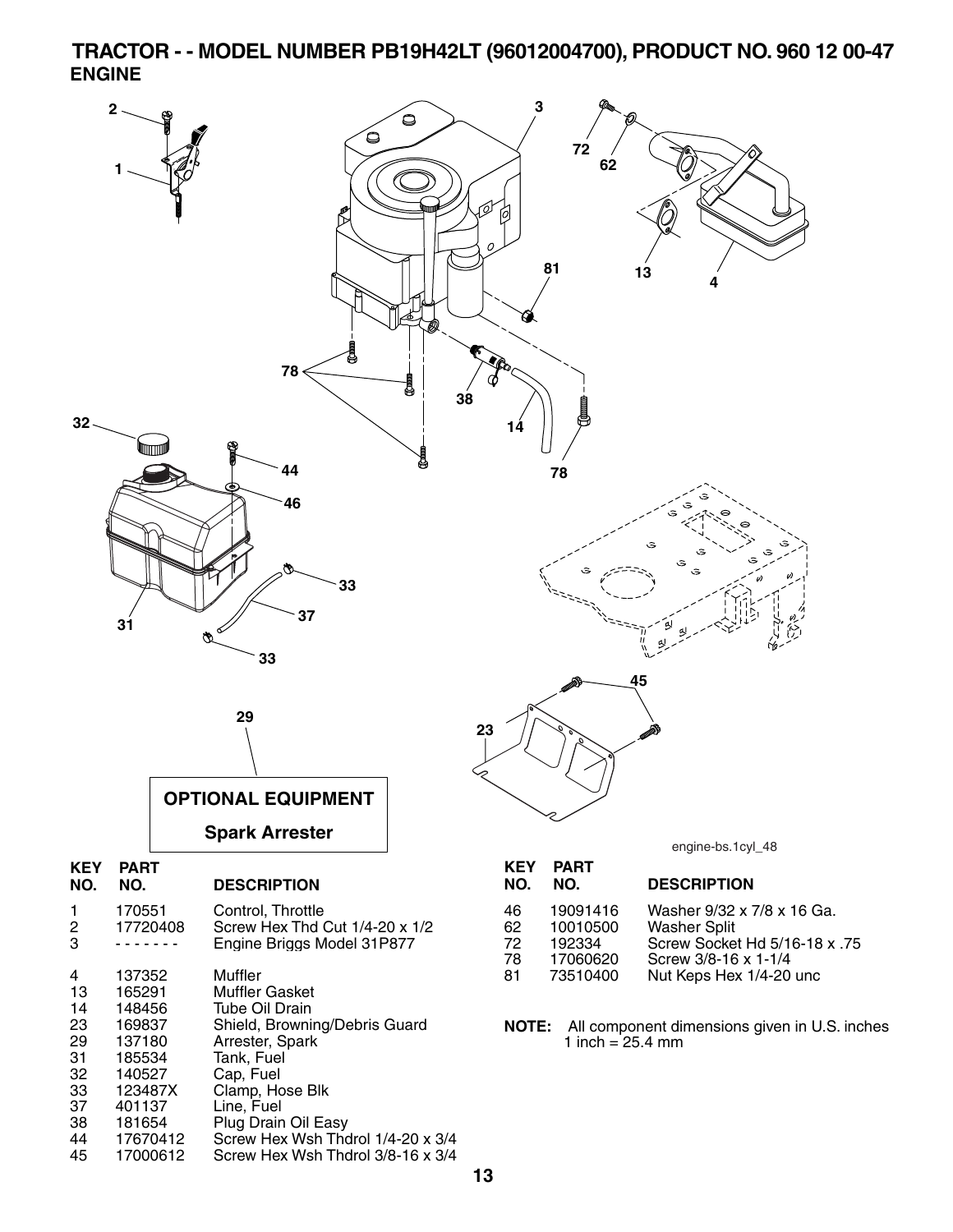# TRACTOR - - MODEL NUMBER PB19H42LT (96012004700), PRODUCT NO. 960 12 00-47

## ENGINE

**OPTIONAL EQUIPMENT**

**Spark Arrester**

engine-bs.1cyl_48

| KEY NO. | PART NO. | DESCRIPTION |
|---|---|---|
| 1 | 170551 | Control, Throttle |
| 2 | 17720408 | Screw Hex Thd Cut 1/4-20 x 1/2 |
| 3 | - - - - - - - | Engine Briggs Model 31P877 |
| 4 | 137352 | Muffler |
| 13 | 165291 | Muffler Gasket |
| 14 | 148456 | Tube Oil Drain |
| 23 | 169837 | Shield, Browning/Debris Guard |
| 29 | 137180 | Arrester, Spark |
| 31 | 185534 | Tank, Fuel |
| 32 | 140527 | Cap, Fuel |
| 33 | 123487X | Clamp, Hose Blk |
| 37 | 401137 | Line, Fuel |
| 38 | 181654 | Plug Drain Oil Easy |
| 44 | 17670412 | Screw Hex Wsh Thdrol 1/4-20 x 3/4 |
| 45 | 17000612 | Screw Hex Wsh Thdrol 3/8-16 x 3/4 |
| 46 | 19091416 | Washer 9/32 x 7/8 x 16 Ga. |
| 62 | 10010500 | Washer Split |
| 72 | 192334 | Screw Socket Hd 5/16-18 x .75 |
| 78 | 17060620 | Screw 3/8-16 x 1-1/4 |
| 81 | 73510400 | Nut Keps Hex 1/4-20 unc |

**NOTE:** All component dimensions given in U.S. inches
1 inch = 25.4 mm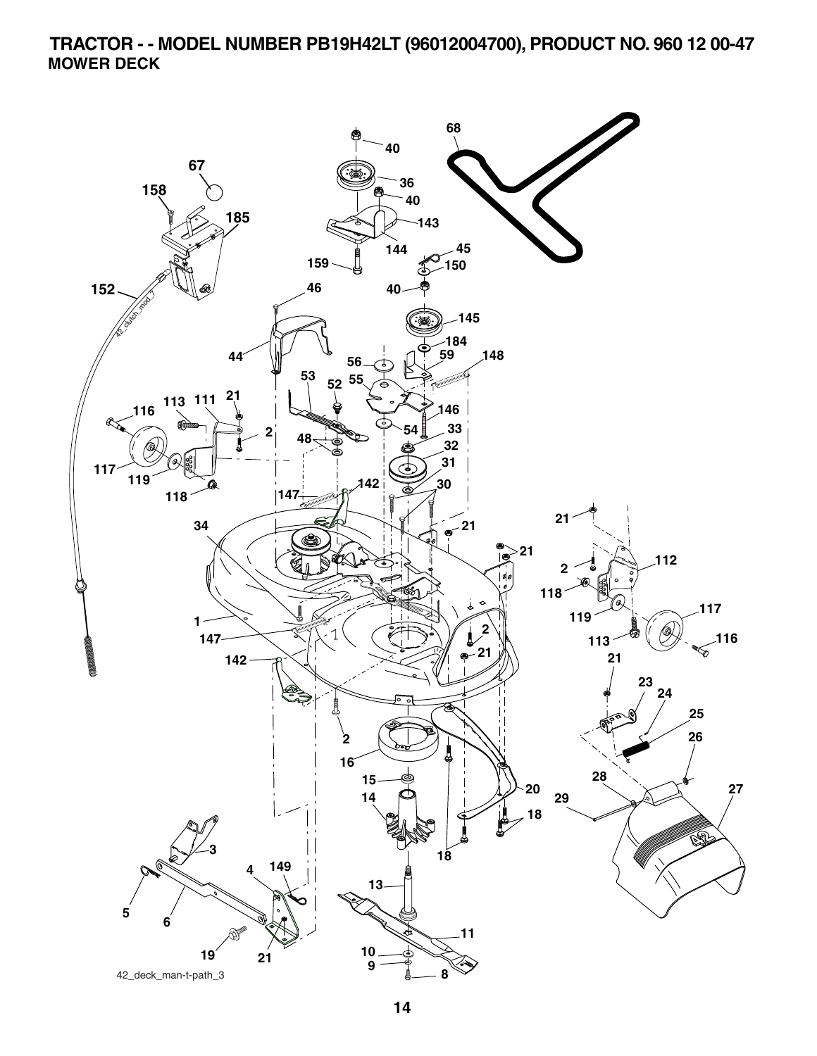# TRACTOR - - MODEL NUMBER PB19H42LT (96012004700), PRODUCT NO. 960 12 00-47

## MOWER DECK

68
40
67
36
158
40
185
143
144
45
159
150
152
40
46
145
184
44
56
59
148
53
52
55
146
21
116
113
111
54
33
2
48
32
31
117
119
142
30
118
147
21
21
34
21
21
2
112
118
119
117
1
2
147
21
113
116
142
21
23
24
25
2
26
16
15
28
27
20
14
29
18
18
3
149
4
13
5
6
11
19
21
10
9
8

42_deck_man-t-path_3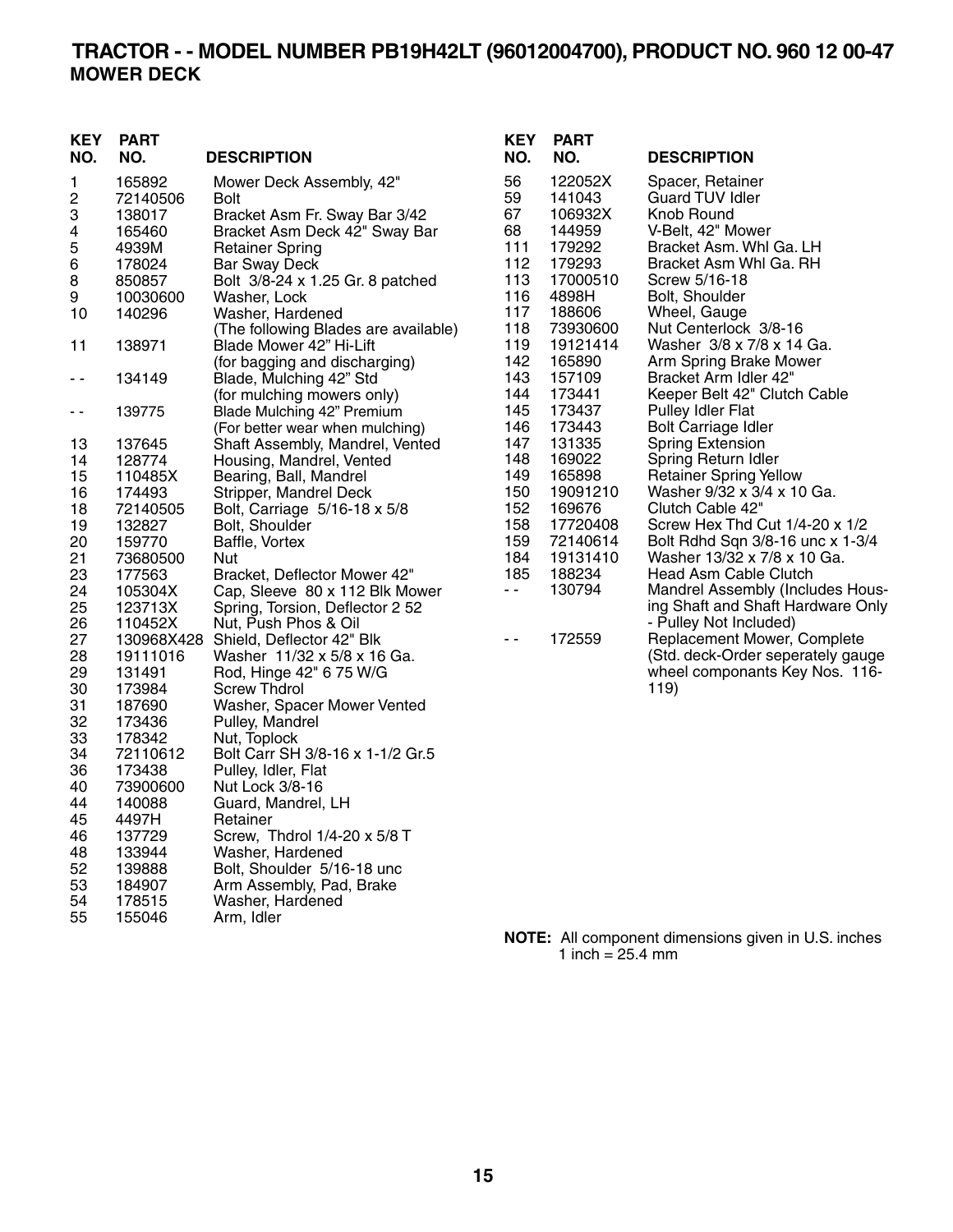# TRACTOR - - MODEL NUMBER PB19H42LT (96012004700), PRODUCT NO. 960 12 00-47

## MOWER DECK

| KEY NO. | PART NO. | DESCRIPTION |
|---|---|---|
| 1 | 165892 | Mower Deck Assembly, 42" |
| 2 | 72140506 | Bolt |
| 3 | 138017 | Bracket Asm Fr. Sway Bar 3/42 |
| 4 | 165460 | Bracket Asm Deck 42" Sway Bar |
| 5 | 4939M | Retainer Spring |
| 6 | 178024 | Bar Sway Deck |
| 8 | 850857 | Bolt 3/8-24 x 1.25 Gr. 8 patched |
| 9 | 10030600 | Washer, Lock |
| 10 | 140296 | Washer, Hardened |
| | | (The following Blades are available) |
| 11 | 138971 | Blade Mower 42" Hi-Lift (for bagging and discharging) |
| - - | 134149 | Blade, Mulching 42" Std (for mulching mowers only) |
| - - | 139775 | Blade Mulching 42" Premium (For better wear when mulching) |
| 13 | 137645 | Shaft Assembly, Mandrel, Vented |
| 14 | 128774 | Housing, Mandrel, Vented |
| 15 | 110485X | Bearing, Ball, Mandrel |
| 16 | 174493 | Stripper, Mandrel Deck |
| 18 | 72140505 | Bolt, Carriage 5/16-18 x 5/8 |
| 19 | 132827 | Bolt, Shoulder |
| 20 | 159770 | Baffle, Vortex |
| 21 | 73680500 | Nut |
| 23 | 177563 | Bracket, Deflector Mower 42" |
| 24 | 105304X | Cap, Sleeve 80 x 112 Blk Mower |
| 25 | 123713X | Spring, Torsion, Deflector 2 52 |
| 26 | 110452X | Nut, Push Phos & Oil |
| 27 | 130968X428 | Shield, Deflector 42" Blk |
| 28 | 19111016 | Washer 11/32 x 5/8 x 16 Ga. |
| 29 | 131491 | Rod, Hinge 42" 6 75 W/G |
| 30 | 173984 | Screw Thdrol |
| 31 | 187690 | Washer, Spacer Mower Vented |
| 32 | 173436 | Pulley, Mandrel |
| 33 | 178342 | Nut, Toplock |
| 34 | 72110612 | Bolt Carr SH 3/8-16 x 1-1/2 Gr.5 |
| 36 | 173438 | Pulley, Idler, Flat |
| 40 | 73900600 | Nut Lock 3/8-16 |
| 44 | 140088 | Guard, Mandrel, LH |
| 45 | 4497H | Retainer |
| 46 | 137729 | Screw, Thdrol 1/4-20 x 5/8 T |
| 48 | 133944 | Washer, Hardened |
| 52 | 139888 | Bolt, Shoulder 5/16-18 unc |
| 53 | 184907 | Arm Assembly, Pad, Brake |
| 54 | 178515 | Washer, Hardened |
| 55 | 155046 | Arm, Idler |
| 56 | 122052X | Spacer, Retainer |
| 59 | 141043 | Guard TUV Idler |
| 67 | 106932X | Knob Round |
| 68 | 144959 | V-Belt, 42" Mower |
| 111 | 179292 | Bracket Asm. Whl Ga. LH |
| 112 | 179293 | Bracket Asm Whl Ga. RH |
| 113 | 17000510 | Screw 5/16-18 |
| 116 | 4898H | Bolt, Shoulder |
| 117 | 188606 | Wheel, Gauge |
| 118 | 73930600 | Nut Centerlock 3/8-16 |
| 119 | 19121414 | Washer 3/8 x 7/8 x 14 Ga. |
| 142 | 165890 | Arm Spring Brake Mower |
| 143 | 157109 | Bracket Arm Idler 42" |
| 144 | 173441 | Keeper Belt 42" Clutch Cable |
| 145 | 173437 | Pulley Idler Flat |
| 146 | 173443 | Bolt Carriage Idler |
| 147 | 131335 | Spring Extension |
| 148 | 169022 | Spring Return Idler |
| 149 | 165898 | Retainer Spring Yellow |
| 150 | 19091210 | Washer 9/32 x 3/4 x 10 Ga. |
| 152 | 169676 | Clutch Cable 42" |
| 158 | 17720408 | Screw Hex Thd Cut 1/4-20 x 1/2 |
| 159 | 72140614 | Bolt Rdhd Sqn 3/8-16 unc x 1-3/4 |
| 184 | 19131410 | Washer 13/32 x 7/8 x 10 Ga. |
| 185 | 188234 | Head Asm Cable Clutch |
| - - | 130794 | Mandrel Assembly (Includes Housing Shaft and Shaft Hardware Only - Pulley Not Included) |
| - - | 172559 | Replacement Mower, Complete (Std. deck-Order seperately gauge wheel componants Key Nos. 116-119) |

**NOTE:** All component dimensions given in U.S. inches
1 inch = 25.4 mm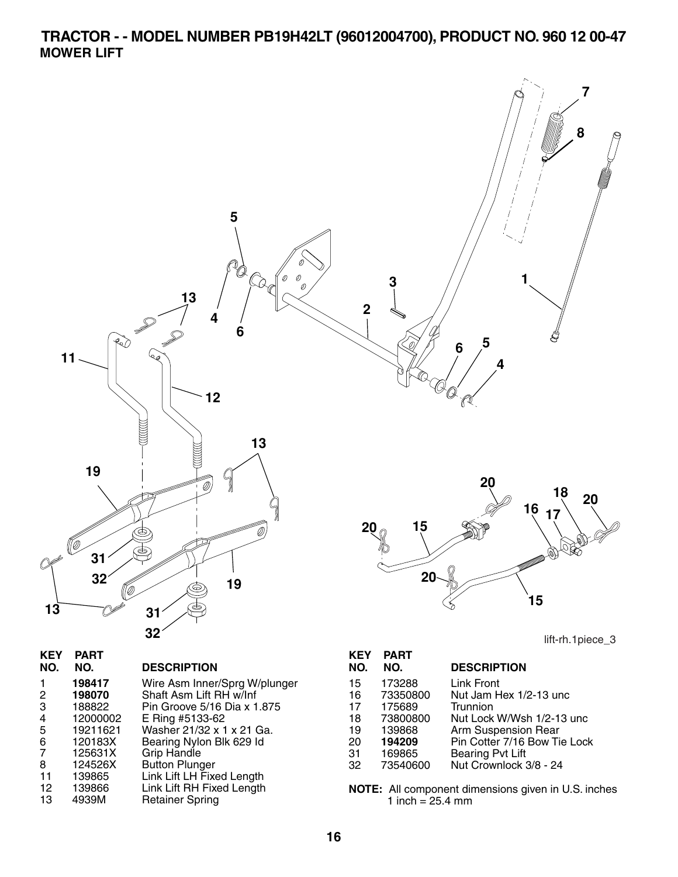# TRACTOR - - MODEL NUMBER PB19H42LT (96012004700), PRODUCT NO. 960 12 00-47

## MOWER LIFT

lift-rh.1piece_3

| KEY NO. | PART NO. | DESCRIPTION |
|---|---|---|
| 1 | **198417** | Wire Asm Inner/Sprg W/plunger |
| 2 | **198070** | Shaft Asm Lift RH w/Inf |
| 3 | 188822 | Pin Groove 5/16 Dia x 1.875 |
| 4 | 12000002 | E Ring #5133-62 |
| 5 | 19211621 | Washer 21/32 x 1 x 21 Ga. |
| 6 | 120183X | Bearing Nylon Blk 629 Id |
| 7 | 125631X | Grip Handle |
| 8 | 124526X | Button Plunger |
| 11 | 139865 | Link Lift LH Fixed Length |
| 12 | 139866 | Link Lift RH Fixed Length |
| 13 | 4939M | Retainer Spring |
| 15 | 173288 | Link Front |
| 16 | 73350800 | Nut Jam Hex 1/2-13 unc |
| 17 | 175689 | Trunnion |
| 18 | 73800800 | Nut Lock W/Wsh 1/2-13 unc |
| 19 | 139868 | Arm Suspension Rear |
| 20 | **194209** | Pin Cotter 7/16 Bow Tie Lock |
| 31 | 169865 | Bearing Pvt Lift |
| 32 | 73540600 | Nut Crownlock 3/8 - 24 |

**NOTE:** All component dimensions given in U.S. inches
1 inch = 25.4 mm